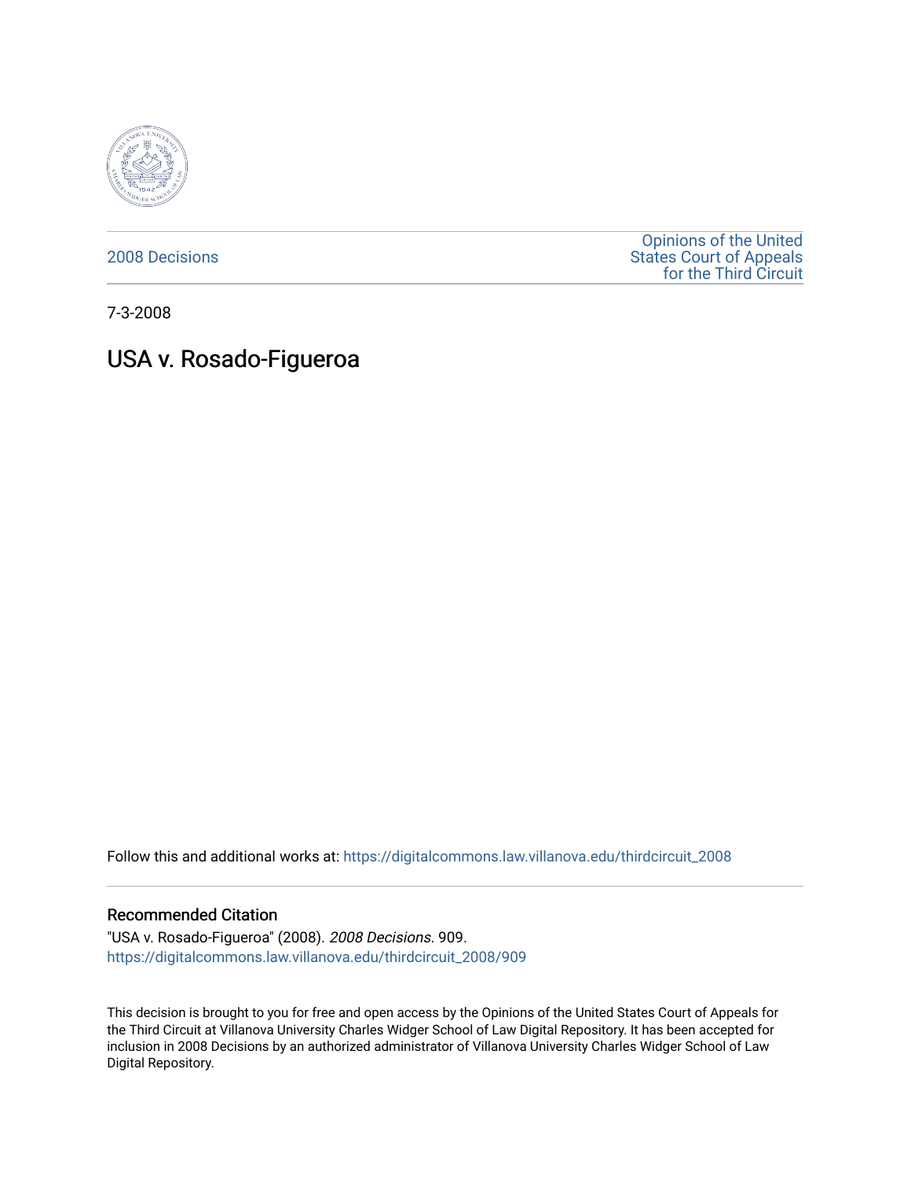2008 Decisions

Opinions of the United States Court of Appeals for the Third Circuit

7-3-2008

# USA v. Rosado-Figueroa

Follow this and additional works at: https://digitalcommons.law.villanova.edu/thirdcircuit_2008

## Recommended Citation

"USA v. Rosado-Figueroa" (2008). *2008 Decisions*. 909.
https://digitalcommons.law.villanova.edu/thirdcircuit_2008/909

This decision is brought to you for free and open access by the Opinions of the United States Court of Appeals for the Third Circuit at Villanova University Charles Widger School of Law Digital Repository. It has been accepted for inclusion in 2008 Decisions by an authorized administrator of Villanova University Charles Widger School of Law Digital Repository.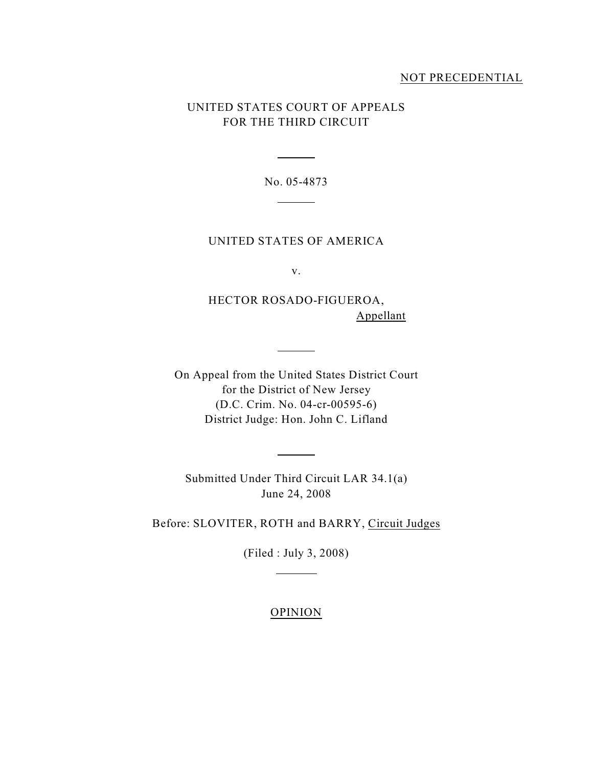NOT PRECEDENTIAL

UNITED STATES COURT OF APPEALS
FOR THE THIRD CIRCUIT

No. 05-4873

UNITED STATES OF AMERICA

v.

HECTOR ROSADO-FIGUEROA,
Appellant

On Appeal from the United States District Court
for the District of New Jersey
(D.C. Crim. No. 04-cr-00595-6)
District Judge: Hon. John C. Lifland

Submitted Under Third Circuit LAR 34.1(a)
June 24, 2008

Before: SLOVITER, ROTH and BARRY, Circuit Judges

(Filed : July 3, 2008)

OPINION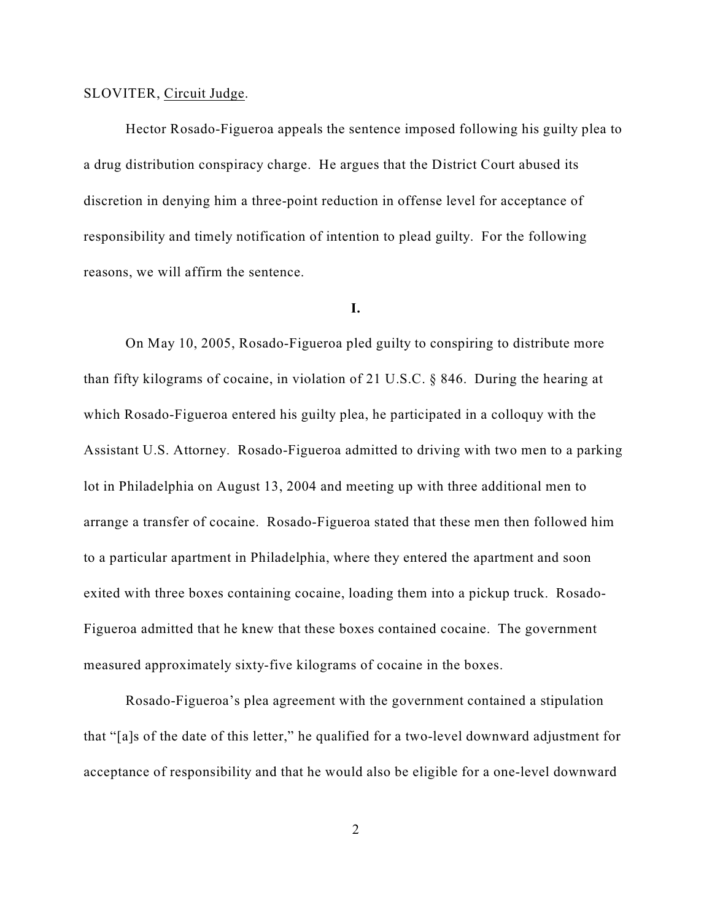SLOVITER, Circuit Judge.

Hector Rosado-Figueroa appeals the sentence imposed following his guilty plea to a drug distribution conspiracy charge. He argues that the District Court abused its discretion in denying him a three-point reduction in offense level for acceptance of responsibility and timely notification of intention to plead guilty. For the following reasons, we will affirm the sentence.

**I.**

On May 10, 2005, Rosado-Figueroa pled guilty to conspiring to distribute more than fifty kilograms of cocaine, in violation of 21 U.S.C. § 846. During the hearing at which Rosado-Figueroa entered his guilty plea, he participated in a colloquy with the Assistant U.S. Attorney. Rosado-Figueroa admitted to driving with two men to a parking lot in Philadelphia on August 13, 2004 and meeting up with three additional men to arrange a transfer of cocaine. Rosado-Figueroa stated that these men then followed him to a particular apartment in Philadelphia, where they entered the apartment and soon exited with three boxes containing cocaine, loading them into a pickup truck. Rosado-Figueroa admitted that he knew that these boxes contained cocaine. The government measured approximately sixty-five kilograms of cocaine in the boxes.

Rosado-Figueroa's plea agreement with the government contained a stipulation that "[a]s of the date of this letter," he qualified for a two-level downward adjustment for acceptance of responsibility and that he would also be eligible for a one-level downward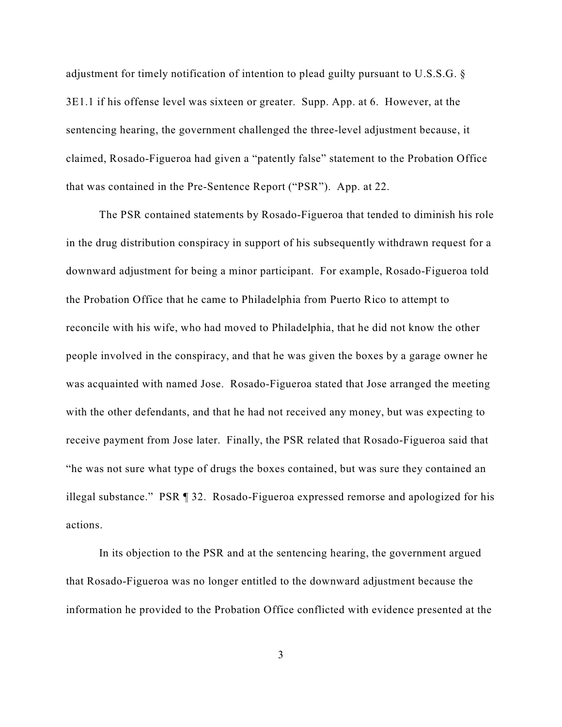adjustment for timely notification of intention to plead guilty pursuant to U.S.S.G. § 3E1.1 if his offense level was sixteen or greater. Supp. App. at 6. However, at the sentencing hearing, the government challenged the three-level adjustment because, it claimed, Rosado-Figueroa had given a "patently false" statement to the Probation Office that was contained in the Pre-Sentence Report ("PSR"). App. at 22.

The PSR contained statements by Rosado-Figueroa that tended to diminish his role in the drug distribution conspiracy in support of his subsequently withdrawn request for a downward adjustment for being a minor participant. For example, Rosado-Figueroa told the Probation Office that he came to Philadelphia from Puerto Rico to attempt to reconcile with his wife, who had moved to Philadelphia, that he did not know the other people involved in the conspiracy, and that he was given the boxes by a garage owner he was acquainted with named Jose. Rosado-Figueroa stated that Jose arranged the meeting with the other defendants, and that he had not received any money, but was expecting to receive payment from Jose later. Finally, the PSR related that Rosado-Figueroa said that "he was not sure what type of drugs the boxes contained, but was sure they contained an illegal substance." PSR ¶ 32. Rosado-Figueroa expressed remorse and apologized for his actions.

In its objection to the PSR and at the sentencing hearing, the government argued that Rosado-Figueroa was no longer entitled to the downward adjustment because the information he provided to the Probation Office conflicted with evidence presented at the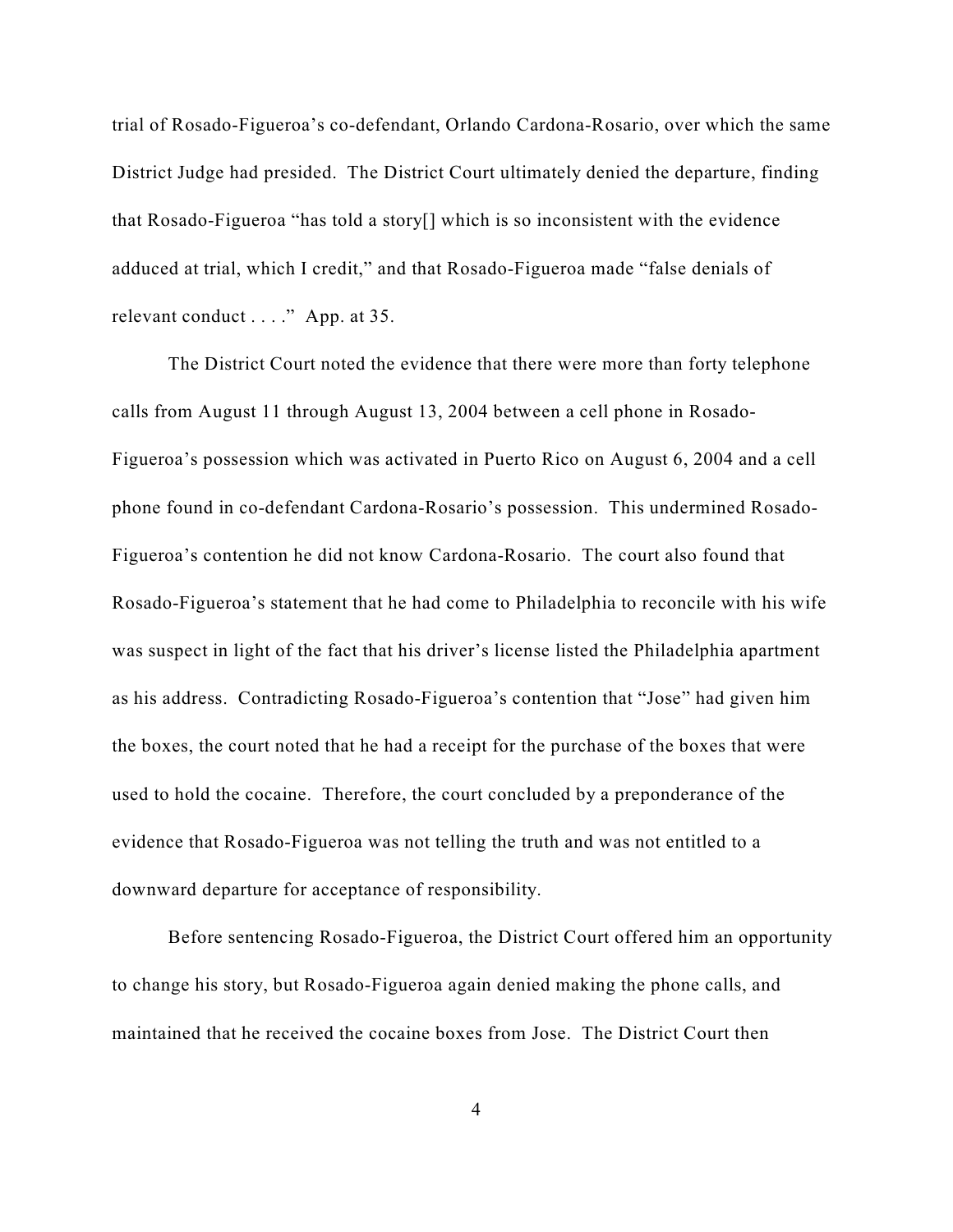trial of Rosado-Figueroa's co-defendant, Orlando Cardona-Rosario, over which the same District Judge had presided. The District Court ultimately denied the departure, finding that Rosado-Figueroa "has told a story[] which is so inconsistent with the evidence adduced at trial, which I credit," and that Rosado-Figueroa made "false denials of relevant conduct . . . ." App. at 35.

The District Court noted the evidence that there were more than forty telephone calls from August 11 through August 13, 2004 between a cell phone in Rosado-Figueroa's possession which was activated in Puerto Rico on August 6, 2004 and a cell phone found in co-defendant Cardona-Rosario's possession. This undermined Rosado-Figueroa's contention he did not know Cardona-Rosario. The court also found that Rosado-Figueroa's statement that he had come to Philadelphia to reconcile with his wife was suspect in light of the fact that his driver's license listed the Philadelphia apartment as his address. Contradicting Rosado-Figueroa's contention that "Jose" had given him the boxes, the court noted that he had a receipt for the purchase of the boxes that were used to hold the cocaine. Therefore, the court concluded by a preponderance of the evidence that Rosado-Figueroa was not telling the truth and was not entitled to a downward departure for acceptance of responsibility.

Before sentencing Rosado-Figueroa, the District Court offered him an opportunity to change his story, but Rosado-Figueroa again denied making the phone calls, and maintained that he received the cocaine boxes from Jose. The District Court then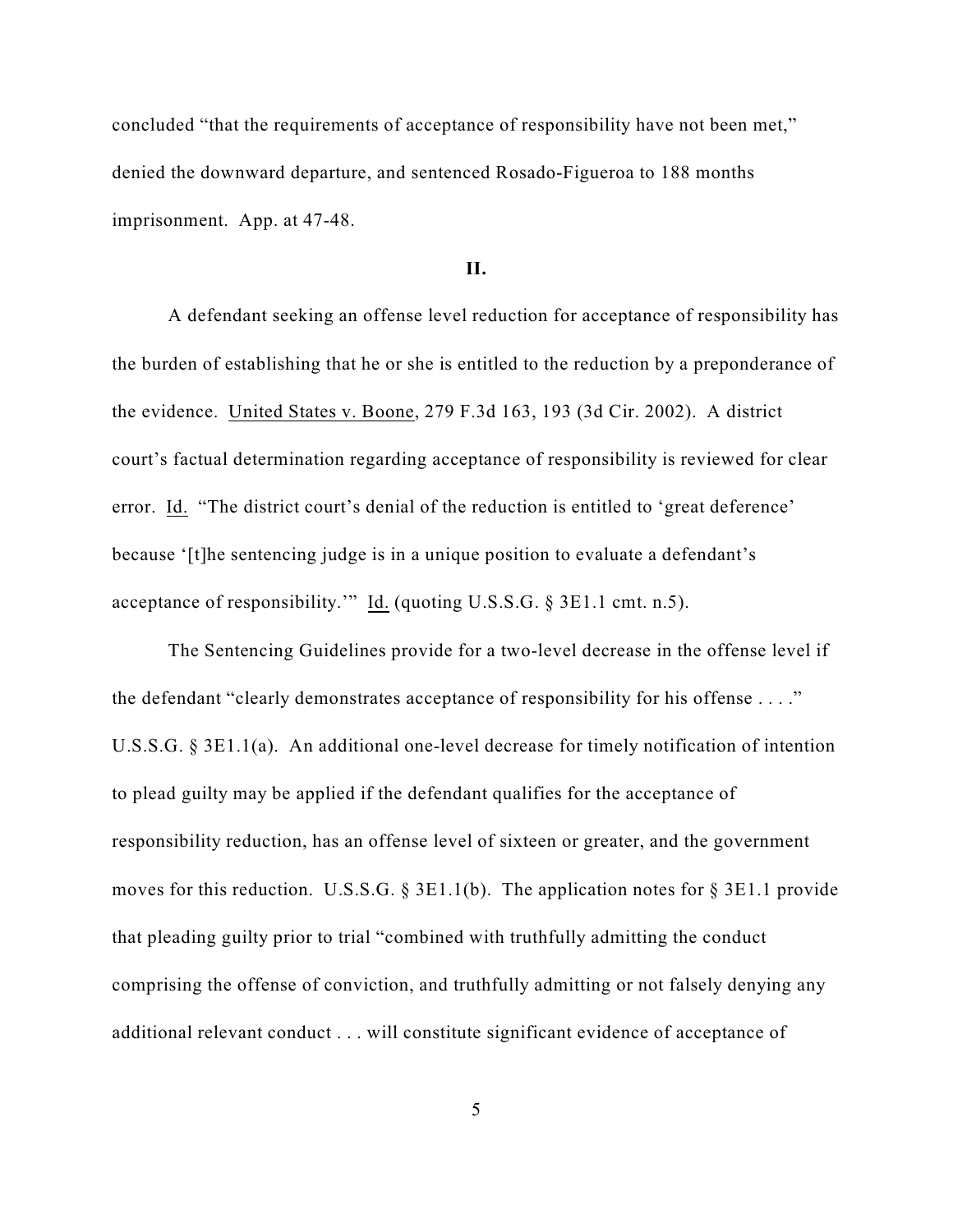concluded "that the requirements of acceptance of responsibility have not been met," denied the downward departure, and sentenced Rosado-Figueroa to 188 months imprisonment. App. at 47-48.

## II.

A defendant seeking an offense level reduction for acceptance of responsibility has the burden of establishing that he or she is entitled to the reduction by a preponderance of the evidence. United States v. Boone, 279 F.3d 163, 193 (3d Cir. 2002). A district court's factual determination regarding acceptance of responsibility is reviewed for clear error. Id. "The district court's denial of the reduction is entitled to 'great deference' because '[t]he sentencing judge is in a unique position to evaluate a defendant's acceptance of responsibility.'" Id. (quoting U.S.S.G. § 3E1.1 cmt. n.5).

The Sentencing Guidelines provide for a two-level decrease in the offense level if the defendant "clearly demonstrates acceptance of responsibility for his offense . . . ." U.S.S.G. § 3E1.1(a). An additional one-level decrease for timely notification of intention to plead guilty may be applied if the defendant qualifies for the acceptance of responsibility reduction, has an offense level of sixteen or greater, and the government moves for this reduction. U.S.S.G. § 3E1.1(b). The application notes for § 3E1.1 provide that pleading guilty prior to trial "combined with truthfully admitting the conduct comprising the offense of conviction, and truthfully admitting or not falsely denying any additional relevant conduct . . . will constitute significant evidence of acceptance of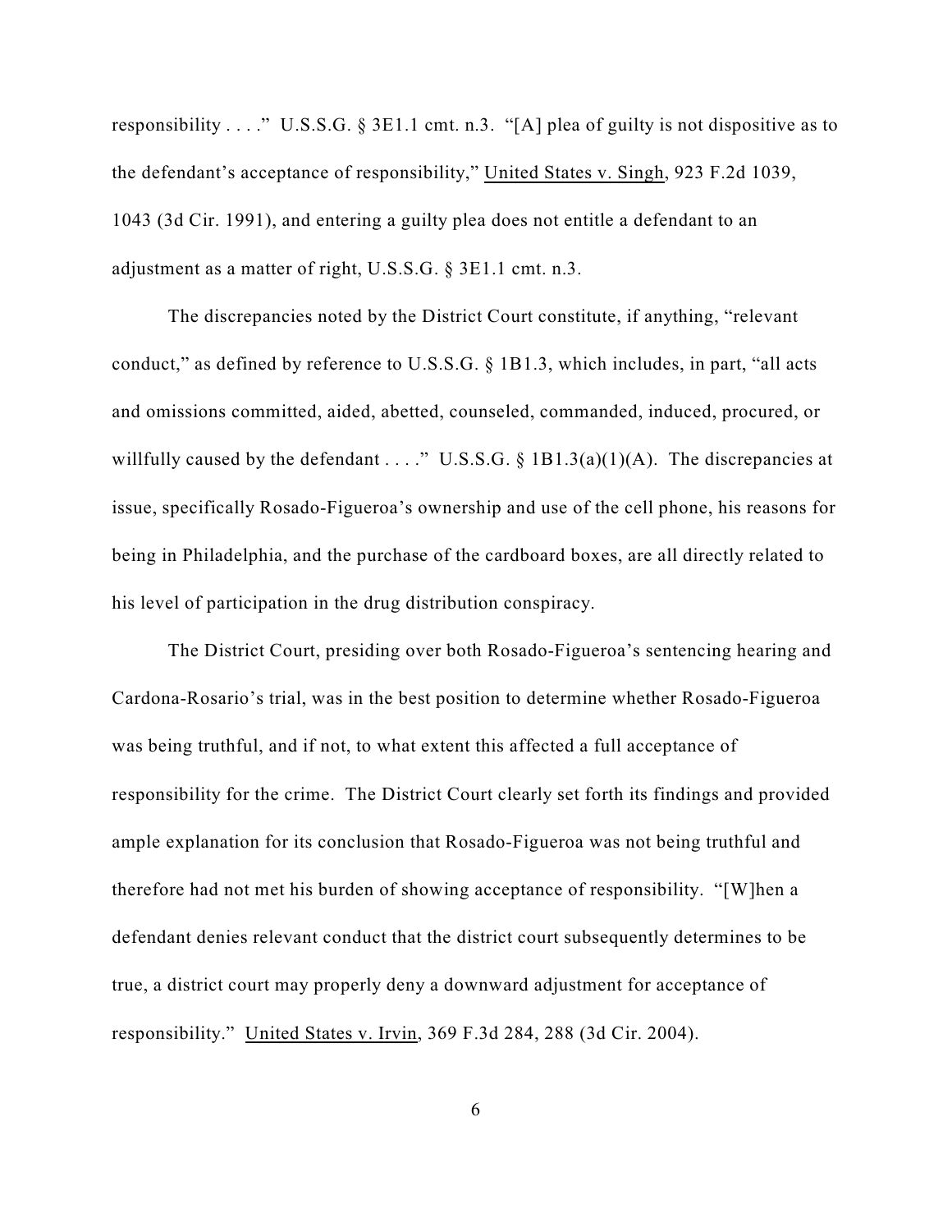responsibility . . . ." U.S.S.G. § 3E1.1 cmt. n.3. "[A] plea of guilty is not dispositive as to the defendant's acceptance of responsibility," United States v. Singh, 923 F.2d 1039, 1043 (3d Cir. 1991), and entering a guilty plea does not entitle a defendant to an adjustment as a matter of right, U.S.S.G. § 3E1.1 cmt. n.3.

The discrepancies noted by the District Court constitute, if anything, "relevant conduct," as defined by reference to U.S.S.G. § 1B1.3, which includes, in part, "all acts and omissions committed, aided, abetted, counseled, commanded, induced, procured, or willfully caused by the defendant . . . ." U.S.S.G. § 1B1.3(a)(1)(A). The discrepancies at issue, specifically Rosado-Figueroa's ownership and use of the cell phone, his reasons for being in Philadelphia, and the purchase of the cardboard boxes, are all directly related to his level of participation in the drug distribution conspiracy.

The District Court, presiding over both Rosado-Figueroa's sentencing hearing and Cardona-Rosario's trial, was in the best position to determine whether Rosado-Figueroa was being truthful, and if not, to what extent this affected a full acceptance of responsibility for the crime. The District Court clearly set forth its findings and provided ample explanation for its conclusion that Rosado-Figueroa was not being truthful and therefore had not met his burden of showing acceptance of responsibility. "[W]hen a defendant denies relevant conduct that the district court subsequently determines to be true, a district court may properly deny a downward adjustment for acceptance of responsibility." United States v. Irvin, 369 F.3d 284, 288 (3d Cir. 2004).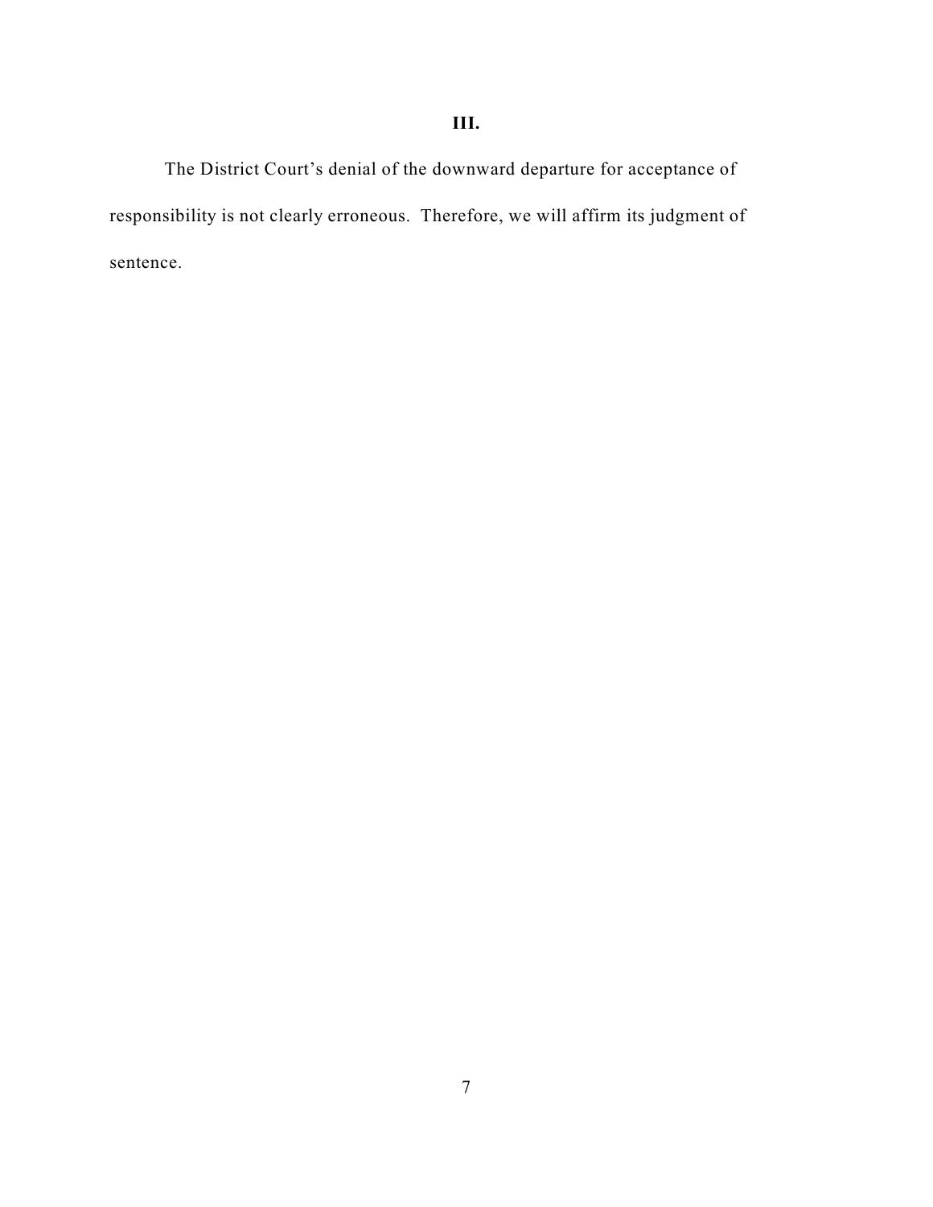## III.

The District Court's denial of the downward departure for acceptance of responsibility is not clearly erroneous. Therefore, we will affirm its judgment of sentence.